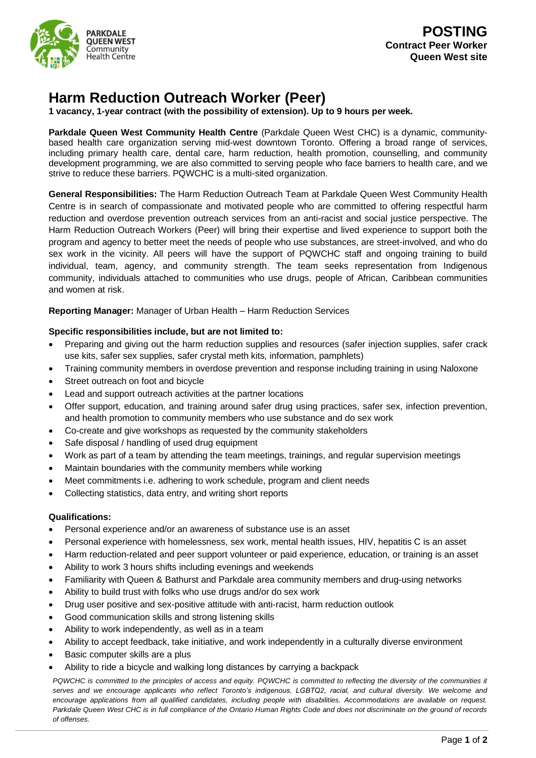**POSTING**
**Contract Peer Worker**
**Queen West site**

# Harm Reduction Outreach Worker (Peer)

**1 vacancy, 1-year contract (with the possibility of extension). Up to 9 hours per week.**

**Parkdale Queen West Community Health Centre** (Parkdale Queen West CHC) is a dynamic, community-based health care organization serving mid-west downtown Toronto. Offering a broad range of services, including primary health care, dental care, harm reduction, health promotion, counselling, and community development programming, we are also committed to serving people who face barriers to health care, and we strive to reduce these barriers. PQWCHC is a multi-sited organization.

**General Responsibilities:** The Harm Reduction Outreach Team at Parkdale Queen West Community Health Centre is in search of compassionate and motivated people who are committed to offering respectful harm reduction and overdose prevention outreach services from an anti-racist and social justice perspective. The Harm Reduction Outreach Workers (Peer) will bring their expertise and lived experience to support both the program and agency to better meet the needs of people who use substances, are street-involved, and who do sex work in the vicinity. All peers will have the support of PQWCHC staff and ongoing training to build individual, team, agency, and community strength. The team seeks representation from Indigenous community, individuals attached to communities who use drugs, people of African, Caribbean communities and women at risk.

**Reporting Manager:** Manager of Urban Health – Harm Reduction Services

**Specific responsibilities include, but are not limited to:**

- Preparing and giving out the harm reduction supplies and resources (safer injection supplies, safer crack use kits, safer sex supplies, safer crystal meth kits, information, pamphlets)
- Training community members in overdose prevention and response including training in using Naloxone
- Street outreach on foot and bicycle
- Lead and support outreach activities at the partner locations
- Offer support, education, and training around safer drug using practices, safer sex, infection prevention, and health promotion to community members who use substance and do sex work
- Co-create and give workshops as requested by the community stakeholders
- Safe disposal / handling of used drug equipment
- Work as part of a team by attending the team meetings, trainings, and regular supervision meetings
- Maintain boundaries with the community members while working
- Meet commitments i.e. adhering to work schedule, program and client needs
- Collecting statistics, data entry, and writing short reports

**Qualifications:**

- Personal experience and/or an awareness of substance use is an asset
- Personal experience with homelessness, sex work, mental health issues, HIV, hepatitis C is an asset
- Harm reduction-related and peer support volunteer or paid experience, education, or training is an asset
- Ability to work 3 hours shifts including evenings and weekends
- Familiarity with Queen & Bathurst and Parkdale area community members and drug-using networks
- Ability to build trust with folks who use drugs and/or do sex work
- Drug user positive and sex-positive attitude with anti-racist, harm reduction outlook
- Good communication skills and strong listening skills
- Ability to work independently, as well as in a team
- Ability to accept feedback, take initiative, and work independently in a culturally diverse environment
- Basic computer skills are a plus
- Ability to ride a bicycle and walking long distances by carrying a backpack

*PQWCHC is committed to the principles of access and equity. PQWCHC is committed to reflecting the diversity of the communities it serves and we encourage applicants who reflect Toronto's indigenous, LGBTQ2, racial, and cultural diversity. We welcome and encourage applications from all qualified candidates, including people with disabilities. Accommodations are available on request. Parkdale Queen West CHC is in full compliance of the Ontario Human Rights Code and does not discriminate on the ground of records of offenses.*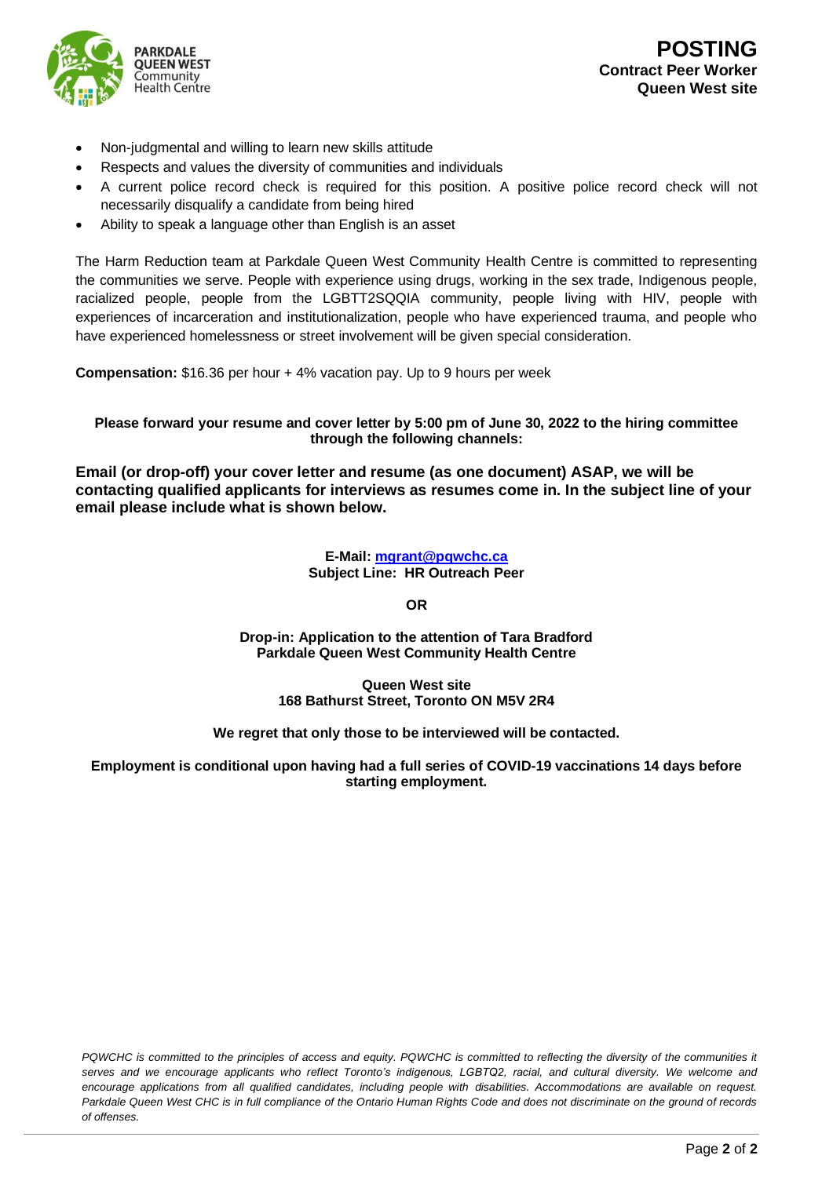- Non-judgmental and willing to learn new skills attitude
- Respects and values the diversity of communities and individuals
- A current police record check is required for this position. A positive police record check will not necessarily disqualify a candidate from being hired
- Ability to speak a language other than English is an asset

The Harm Reduction team at Parkdale Queen West Community Health Centre is committed to representing the communities we serve. People with experience using drugs, working in the sex trade, Indigenous people, racialized people, people from the LGBTT2SQQIA community, people living with HIV, people with experiences of incarceration and institutionalization, people who have experienced trauma, and people who have experienced homelessness or street involvement will be given special consideration.

**Compensation:** $16.36 per hour + 4% vacation pay. Up to 9 hours per week

**Please forward your resume and cover letter by 5:00 pm of June 30, 2022 to the hiring committee through the following channels:**

**Email (or drop-off) your cover letter and resume (as one document) ASAP, we will be contacting qualified applicants for interviews as resumes come in. In the subject line of your email please include what is shown below.**

**E-Mail: mgrant@pqwchc.ca**
**Subject Line: HR Outreach Peer**

**OR**

**Drop-in: Application to the attention of Tara Bradford**
**Parkdale Queen West Community Health Centre**

**Queen West site**
**168 Bathurst Street, Toronto ON M5V 2R4**

**We regret that only those to be interviewed will be contacted.**

**Employment is conditional upon having had a full series of COVID-19 vaccinations 14 days before starting employment.**

*PQWCHC is committed to the principles of access and equity. PQWCHC is committed to reflecting the diversity of the communities it serves and we encourage applicants who reflect Toronto's indigenous, LGBTQ2, racial, and cultural diversity. We welcome and encourage applications from all qualified candidates, including people with disabilities. Accommodations are available on request. Parkdale Queen West CHC is in full compliance of the Ontario Human Rights Code and does not discriminate on the ground of records of offenses.*